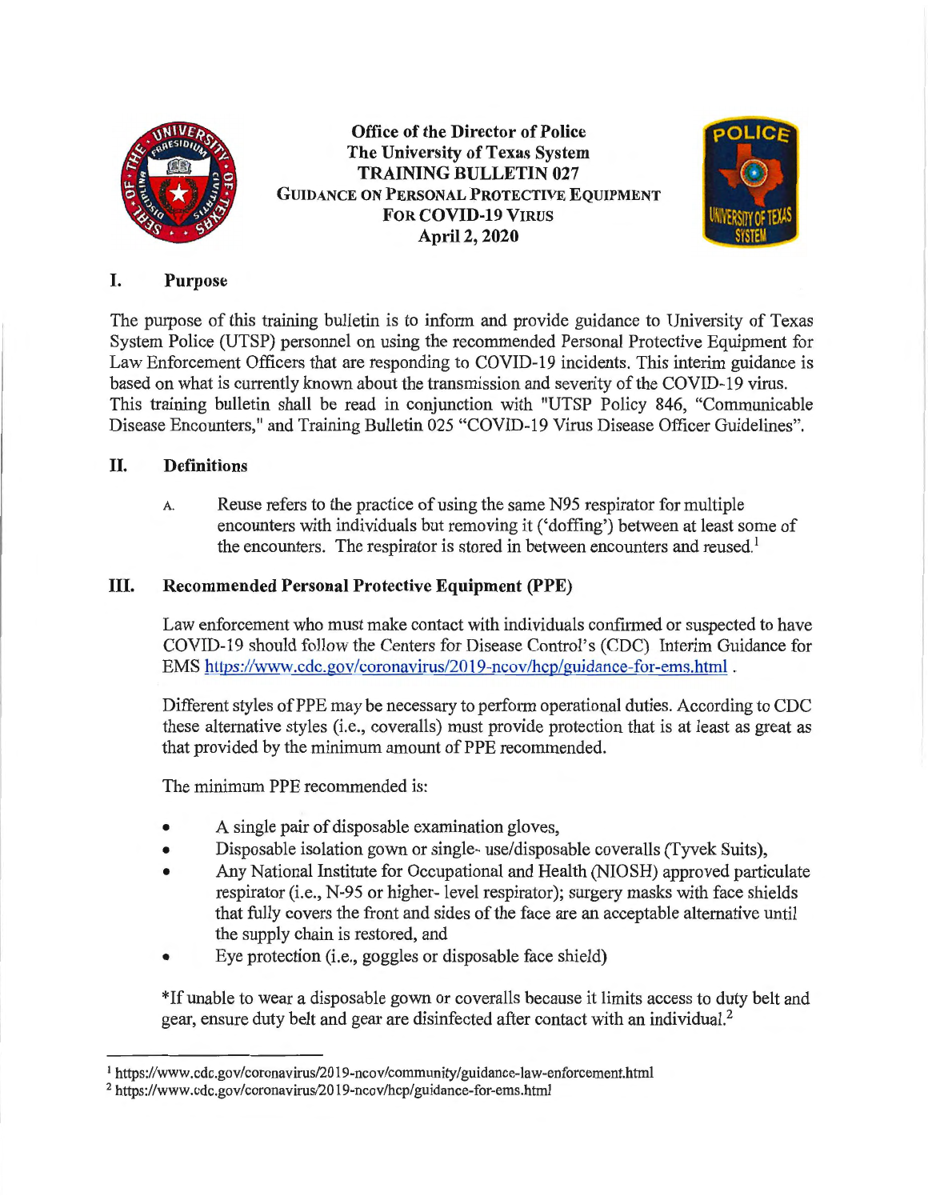**Office of the Director of Police**
**The University of Texas System**
**TRAINING BULLETIN 027**
**GUIDANCE ON PERSONAL PROTECTIVE EQUIPMENT FOR COVID-19 VIRUS**
**April 2, 2020**

## I. Purpose

The purpose of this training bulletin is to inform and provide guidance to University of Texas System Police (UTSP) personnel on using the recommended Personal Protective Equipment for Law Enforcement Officers that are responding to COVID-19 incidents. This interim guidance is based on what is currently known about the transmission and severity of the COVID-19 virus. This training bulletin shall be read in conjunction with "UTSP Policy 846, "Communicable Disease Encounters," and Training Bulletin 025 "COVID-19 Virus Disease Officer Guidelines".

## II. Definitions

A. Reuse refers to the practice of using the same N95 respirator for multiple encounters with individuals but removing it ('doffing') between at least some of the encounters. The respirator is stored in between encounters and reused.[1]

## III. Recommended Personal Protective Equipment (PPE)

Law enforcement who must make contact with individuals confirmed or suspected to have COVID-19 should follow the Centers for Disease Control's (CDC) Interim Guidance for EMS https://www.cdc.gov/coronavirus/2019-ncov/hcp/guidance-for-ems.html .

Different styles of PPE may be necessary to perform operational duties. According to CDC these alternative styles (i.e., coveralls) must provide protection that is at least as great as that provided by the minimum amount of PPE recommended.

The minimum PPE recommended is:

- A single pair of disposable examination gloves,
- Disposable isolation gown or single- use/disposable coveralls (Tyvek Suits),
- Any National Institute for Occupational and Health (NIOSH) approved particulate respirator (i.e., N-95 or higher- level respirator); surgery masks with face shields that fully covers the front and sides of the face are an acceptable alternative until the supply chain is restored, and
- Eye protection (i.e., goggles or disposable face shield)

*If unable to wear a disposable gown or coveralls because it limits access to duty belt and gear, ensure duty belt and gear are disinfected after contact with an individual.[2]

---

[1] https://www.cdc.gov/coronavirus/2019-ncov/community/guidance-law-enforcement.html

[2] https://www.cdc.gov/coronavirus/2019-ncov/hcp/guidance-for-ems.html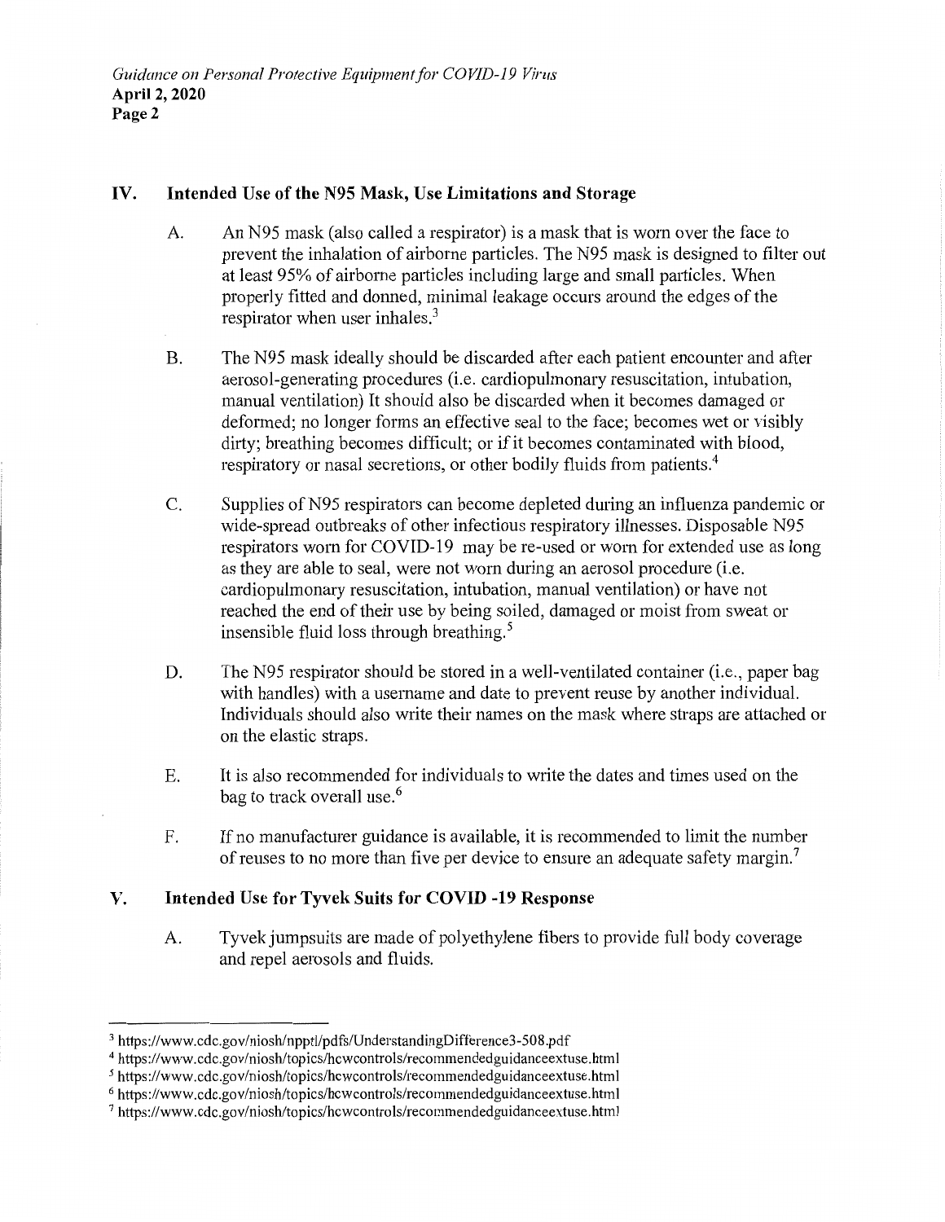## IV. Intended Use of the N95 Mask, Use Limitations and Storage

A. An N95 mask (also called a respirator) is a mask that is worn over the face to prevent the inhalation of airborne particles. The N95 mask is designed to filter out at least 95% of airborne particles including large and small particles. When properly fitted and donned, minimal leakage occurs around the edges of the respirator when user inhales.[3]

B. The N95 mask ideally should be discarded after each patient encounter and after aerosol-generating procedures (i.e. cardiopulmonary resuscitation, intubation, manual ventilation) It should also be discarded when it becomes damaged or deformed; no longer forms an effective seal to the face; becomes wet or visibly dirty; breathing becomes difficult; or if it becomes contaminated with blood, respiratory or nasal secretions, or other bodily fluids from patients.[4]

C. Supplies of N95 respirators can become depleted during an influenza pandemic or wide-spread outbreaks of other infectious respiratory illnesses. Disposable N95 respirators worn for COVID-19 may be re-used or worn for extended use as long as they are able to seal, were not worn during an aerosol procedure (i.e. cardiopulmonary resuscitation, intubation, manual ventilation) or have not reached the end of their use by being soiled, damaged or moist from sweat or insensible fluid loss through breathing.[5]

D. The N95 respirator should be stored in a well-ventilated container (i.e., paper bag with handles) with a username and date to prevent reuse by another individual. Individuals should also write their names on the mask where straps are attached or on the elastic straps.

E. It is also recommended for individuals to write the dates and times used on the bag to track overall use.[6]

F. If no manufacturer guidance is available, it is recommended to limit the number of reuses to no more than five per device to ensure an adequate safety margin.[7]

## V. Intended Use for Tyvek Suits for COVID -19 Response

A. Tyvek jumpsuits are made of polyethylene fibers to provide full body coverage and repel aerosols and fluids.

---

[3] https://www.cdc.gov/niosh/npptl/pdfs/UnderstandingDifference3-508.pdf

[4] https://www.cdc.gov/niosh/topics/hcwcontrols/recommendedguidanceextuse.html

[5] https://www.cdc.gov/niosh/topics/hcwcontrols/recommendedguidanceextuse.html

[6] https://www.cdc.gov/niosh/topics/hcwcontrols/recommendedguidanceextuse.html

[7] https://www.cdc.gov/niosh/topics/hcwcontrols/recommendedguidanceextuse.html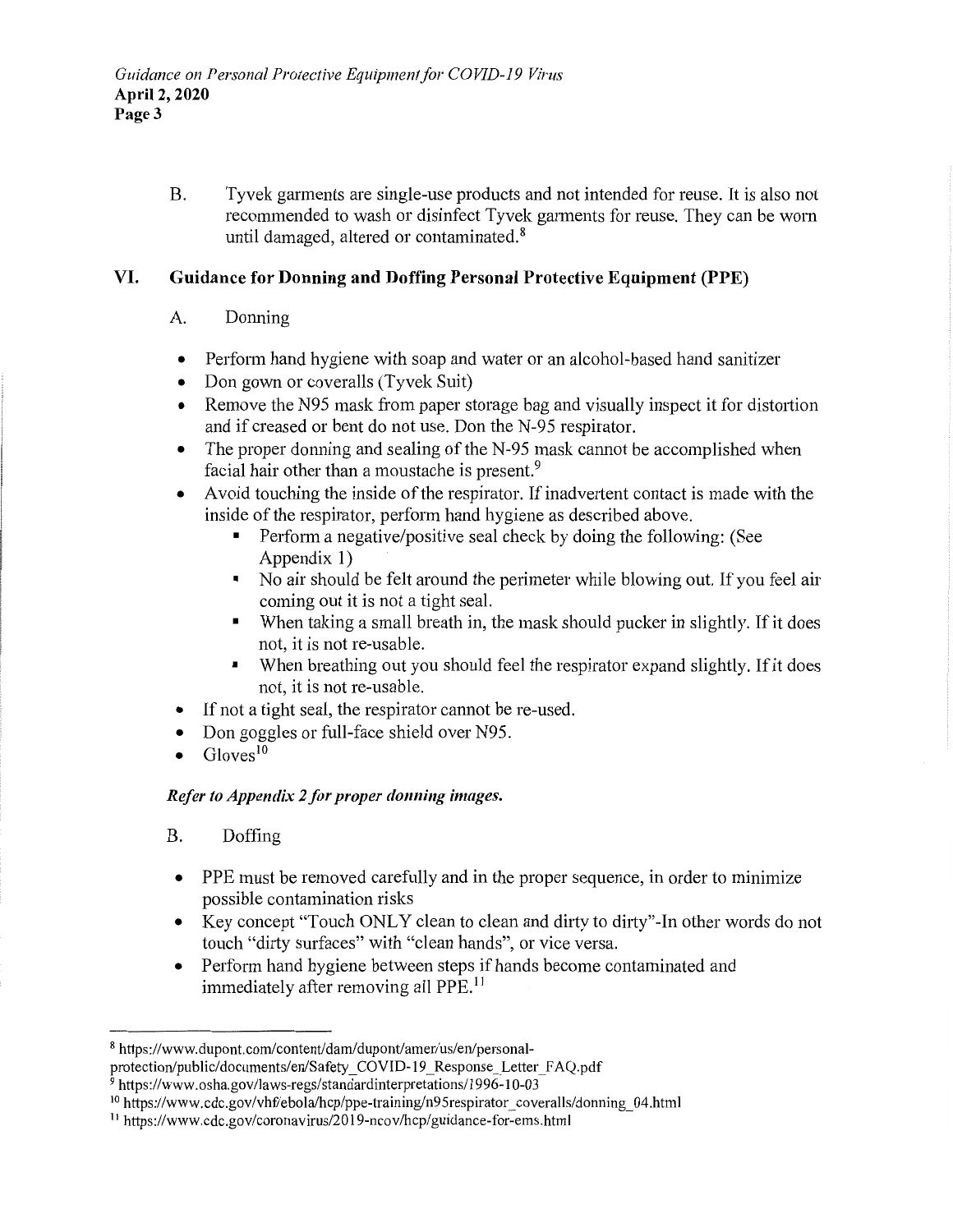B. Tyvek garments are single-use products and not intended for reuse. It is also not recommended to wash or disinfect Tyvek garments for reuse. They can be worn until damaged, altered or contaminated.[8]

## VI. Guidance for Donning and Doffing Personal Protective Equipment (PPE)

A. Donning

- Perform hand hygiene with soap and water or an alcohol-based hand sanitizer
- Don gown or coveralls (Tyvek Suit)
- Remove the N95 mask from paper storage bag and visually inspect it for distortion and if creased or bent do not use. Don the N-95 respirator.
- The proper donning and sealing of the N-95 mask cannot be accomplished when facial hair other than a moustache is present.[9]
- Avoid touching the inside of the respirator. If inadvertent contact is made with the inside of the respirator, perform hand hygiene as described above.
    - Perform a negative/positive seal check by doing the following: (See Appendix 1)
    - No air should be felt around the perimeter while blowing out. If you feel air coming out it is not a tight seal.
    - When taking a small breath in, the mask should pucker in slightly. If it does not, it is not re-usable.
    - When breathing out you should feel the respirator expand slightly. If it does not, it is not re-usable.
- If not a tight seal, the respirator cannot be re-used.
- Don goggles or full-face shield over N95.
- Gloves[10]

***Refer to Appendix 2 for proper donning images.***

B. Doffing

- PPE must be removed carefully and in the proper sequence, in order to minimize possible contamination risks
- Key concept "Touch ONLY clean to clean and dirty to dirty"-In other words do not touch "dirty surfaces" with "clean hands", or vice versa.
- Perform hand hygiene between steps if hands become contaminated and immediately after removing all PPE.[11]

---

[8] https://www.dupont.com/content/dam/dupont/amer/us/en/personal-protection/public/documents/en/Safety_COVID-19_Response_Letter_FAQ.pdf

[9] https://www.osha.gov/laws-regs/standardinterpretations/1996-10-03

[10] https://www.cdc.gov/vhf/ebola/hcp/ppe-training/n95respirator_coveralls/donning_04.html

[11] https://www.cdc.gov/coronavirus/2019-ncov/hcp/guidance-for-ems.html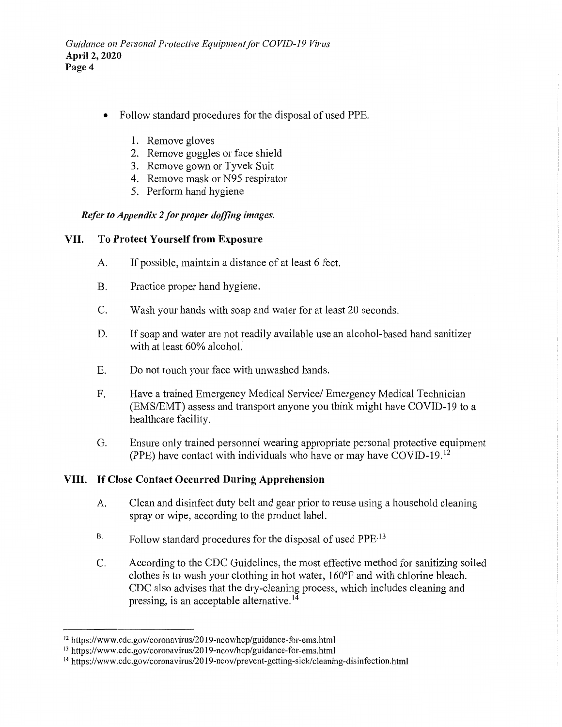- Follow standard procedures for the disposal of used PPE.

    1. Remove gloves
    2. Remove goggles or face shield
    3. Remove gown or Tyvek Suit
    4. Remove mask or N95 respirator
    5. Perform hand hygiene

***Refer to Appendix 2 for proper doffing images.***

## VII. To Protect Yourself from Exposure

A. If possible, maintain a distance of at least 6 feet.

B. Practice proper hand hygiene.

C. Wash your hands with soap and water for at least 20 seconds.

D. If soap and water are not readily available use an alcohol-based hand sanitizer with at least 60% alcohol.

E. Do not touch your face with unwashed hands.

F. Have a trained Emergency Medical Service/ Emergency Medical Technician (EMS/EMT) assess and transport anyone you think might have COVID-19 to a healthcare facility.

G. Ensure only trained personnel wearing appropriate personal protective equipment (PPE) have contact with individuals who have or may have COVID-19.[12]

## VIII. If Close Contact Occurred During Apprehension

A. Clean and disinfect duty belt and gear prior to reuse using a household cleaning spray or wipe, according to the product label.

B. Follow standard procedures for the disposal of used PPE.[13]

C. According to the CDC Guidelines, the most effective method for sanitizing soiled clothes is to wash your clothing in hot water, 160°F and with chlorine bleach. CDC also advises that the dry-cleaning process, which includes cleaning and pressing, is an acceptable alternative.[14]

---

[12] https://www.cdc.gov/coronavirus/2019-ncov/hcp/guidance-for-ems.html

[13] https://www.cdc.gov/coronavirus/2019-ncov/hcp/guidance-for-ems.html

[14] https://www.cdc.gov/coronavirus/2019-ncov/prevent-getting-sick/cleaning-disinfection.html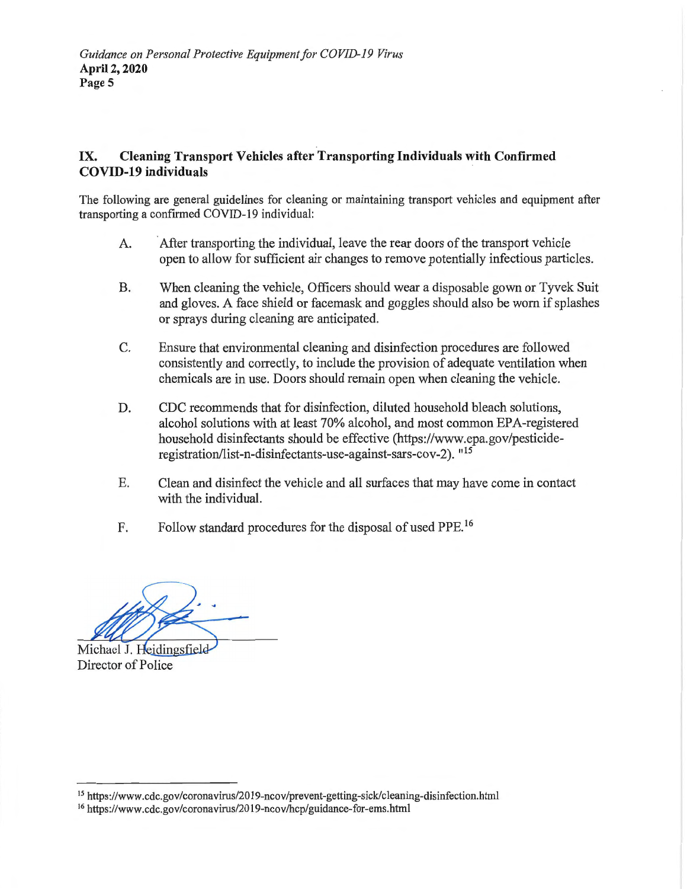## IX. Cleaning Transport Vehicles after Transporting Individuals with Confirmed COVID-19 individuals

The following are general guidelines for cleaning or maintaining transport vehicles and equipment after transporting a confirmed COVID-19 individual:

A. After transporting the individual, leave the rear doors of the transport vehicle open to allow for sufficient air changes to remove potentially infectious particles.

B. When cleaning the vehicle, Officers should wear a disposable gown or Tyvek Suit and gloves. A face shield or facemask and goggles should also be worn if splashes or sprays during cleaning are anticipated.

C. Ensure that environmental cleaning and disinfection procedures are followed consistently and correctly, to include the provision of adequate ventilation when chemicals are in use. Doors should remain open when cleaning the vehicle.

D. CDC recommends that for disinfection, diluted household bleach solutions, alcohol solutions with at least 70% alcohol, and most common EPA-registered household disinfectants should be effective (https://www.epa.gov/pesticide-registration/list-n-disinfectants-use-against-sars-cov-2). "[15]

E. Clean and disinfect the vehicle and all surfaces that may have come in contact with the individual.

F. Follow standard procedures for the disposal of used PPE.[16]

Michael J. Heidingsfield
Director of Police

---

[15] https://www.cdc.gov/coronavirus/2019-ncov/prevent-getting-sick/cleaning-disinfection.html

[16] https://www.cdc.gov/coronavirus/2019-ncov/hcp/guidance-for-ems.html